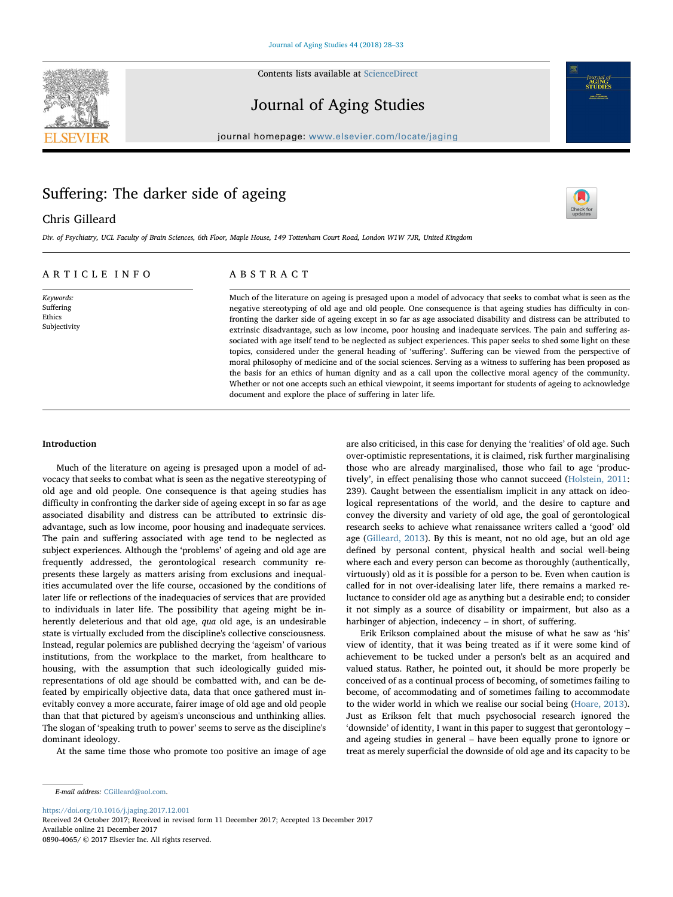# Suffering: The darker side of ageing

Chris Gilleard

*Div. of Psychiatry, UCL Faculty of Brain Sciences, 6th Floor, Maple House, 149 Tottenham Court Road, London W1W 7JR, United Kingdom*

## ARTICLE INFO

*Keywords:*
Suffering
Ethics
Subjectivity

## ABSTRACT

Much of the literature on ageing is presaged upon a model of advocacy that seeks to combat what is seen as the negative stereotyping of old age and old people. One consequence is that ageing studies has difficulty in confronting the darker side of ageing except in so far as age associated disability and distress can be attributed to extrinsic disadvantage, such as low income, poor housing and inadequate services. The pain and suffering associated with age itself tend to be neglected as subject experiences. This paper seeks to shed some light on these topics, considered under the general heading of 'suffering'. Suffering can be viewed from the perspective of moral philosophy of medicine and of the social sciences. Serving as a witness to suffering has been proposed as the basis for an ethics of human dignity and as a call upon the collective moral agency of the community. Whether or not one accepts such an ethical viewpoint, it seems important for students of ageing to acknowledge document and explore the place of suffering in later life.

## Introduction

Much of the literature on ageing is presaged upon a model of advocacy that seeks to combat what is seen as the negative stereotyping of old age and old people. One consequence is that ageing studies has difficulty in confronting the darker side of ageing except in so far as age associated disability and distress can be attributed to extrinsic disadvantage, such as low income, poor housing and inadequate services. The pain and suffering associated with age tend to be neglected as subject experiences. Although the 'problems' of ageing and old age are frequently addressed, the gerontological research community represents these largely as matters arising from exclusions and inequalities accumulated over the life course, occasioned by the conditions of later life or reflections of the inadequacies of services that are provided to individuals in later life. The possibility that ageing might be inherently deleterious and that old age, *qua* old age, is an undesirable state is virtually excluded from the discipline's collective consciousness. Instead, regular polemics are published decrying the 'ageism' of various institutions, from the workplace to the market, from healthcare to housing, with the assumption that such ideologically guided misrepresentations of old age should be combatted with, and can be defeated by empirically objective data, data that once gathered must inevitably convey a more accurate, fairer image of old age and old people than that that pictured by ageism's unconscious and unthinking allies. The slogan of 'speaking truth to power' seems to serve as the discipline's dominant ideology.

At the same time those who promote too positive an image of age are also criticised, in this case for denying the 'realities' of old age. Such over-optimistic representations, it is claimed, risk further marginalising those who are already marginalised, those who fail to age 'productively', in effect penalising those who cannot succeed (Holstein, 2011: 239). Caught between the essentialism implicit in any attack on ideological representations of the world, and the desire to capture and convey the diversity and variety of old age, the goal of gerontological research seeks to achieve what renaissance writers called a 'good' old age (Gilleard, 2013). By this is meant, not no old age, but an old age defined by personal content, physical health and social well-being where each and every person can become as thoroughly (authentically, virtuously) old as it is possible for a person to be. Even when caution is called for in not over-idealising later life, there remains a marked reluctance to consider old age as anything but a desirable end; to consider it not simply as a source of disability or impairment, but also as a harbinger of abjection, indecency – in short, of suffering.

Erik Erikson complained about the misuse of what he saw as 'his' view of identity, that it was being treated as if it were some kind of achievement to be tucked under a person's belt as an acquired and valued status. Rather, he pointed out, it should be more properly be conceived of as a continual process of becoming, of sometimes failing to become, of accommodating and of sometimes failing to accommodate to the wider world in which we realise our social being (Hoare, 2013). Just as Erikson felt that much psychosocial research ignored the 'downside' of identity, I want in this paper to suggest that gerontology – and ageing studies in general – have been equally prone to ignore or treat as merely superficial the downside of old age and its capacity to be

---

*E-mail address:* CGilleard@aol.com.

https://doi.org/10.1016/j.jaging.2017.12.001
Received 24 October 2017; Received in revised form 11 December 2017; Accepted 13 December 2017
Available online 21 December 2017
0890-4065/ © 2017 Elsevier Inc. All rights reserved.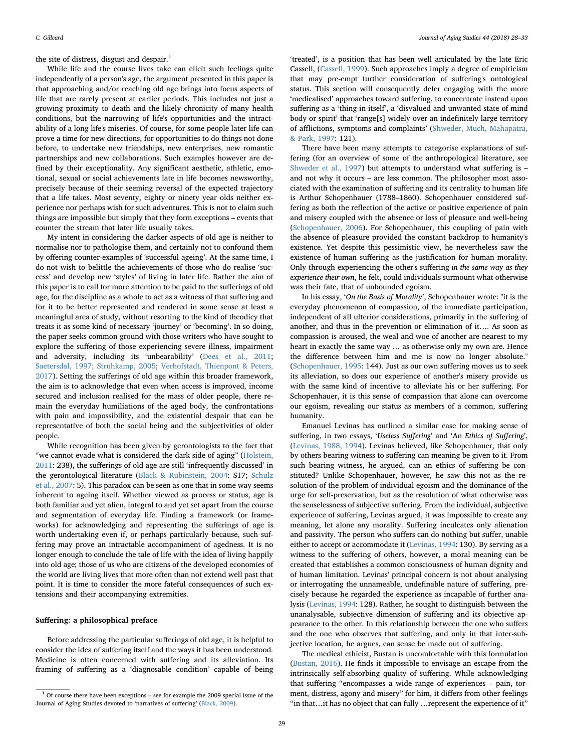the site of distress, disgust and despair.[1]

While life and the course lives take can elicit such feelings quite independently of a person's age, the argument presented in this paper is that approaching and/or reaching old age brings into focus aspects of life that are rarely present at earlier periods. This includes not just a growing proximity to death and the likely chronicity of many health conditions, but the narrowing of life's opportunities and the intractability of a long life's miseries. Of course, for some people later life can prove a time for new directions, for opportunities to do things not done before, to undertake new friendships, new enterprises, new romantic partnerships and new collaborations. Such examples however are defined by their exceptionality. Any significant aesthetic, athletic, emotional, sexual or social achievements late in life becomes newsworthy, precisely because of their seeming reversal of the expected trajectory that a life takes. Most seventy, eighty or ninety year olds neither experience nor perhaps wish for such adventures. This is not to claim such things are impossible but simply that they form exceptions – events that counter the stream that later life usually takes.

My intent in considering the darker aspects of old age is neither to normalise nor to pathologise them, and certainly not to confound them by offering counter-examples of 'successful ageing'. At the same time, I do not wish to belittle the achievements of those who do realise 'success' and develop new 'styles' of living in later life. Rather the aim of this paper is to call for more attention to be paid to the sufferings of old age, for the discipline as a whole to act as a witness of that suffering and for it to be better represented and rendered in some sense at least a meaningful area of study, without resorting to the kind of theodicy that treats it as some kind of necessary 'journey' or 'becoming'. In so doing, the paper seeks common ground with those writers who have sought to explore the suffering of those experiencing severe illness, impairment and adversity, including its 'unbearability' (Dees et al., 2011; Saetersdal, 1997; Struhkamp, 2005; Verhofstadt, Thienpont & Peters, 2017). Setting the sufferings of old age within this broader framework, the aim is to acknowledge that even when access is improved, income secured and inclusion realised for the mass of older people, there remain the everyday humiliations of the aged body, the confrontations with pain and impossibility, and the existential despair that can be representative of both the social being and the subjectivities of older people.

While recognition has been given by gerontologists to the fact that "we cannot evade what is considered the dark side of aging" (Holstein, 2011: 238), the sufferings of old age are still 'infrequently discussed' in the gerontological literature (Black & Rubinstein, 2004: S17; Schulz et al., 2007: 5). This paradox can be seen as one that in some way seems inherent to ageing itself. Whether viewed as process or status, age is both familiar and yet alien, integral to and yet set apart from the course and segmentation of everyday life. Finding a framework (or frameworks) for acknowledging and representing the sufferings of age is worth undertaking even if, or perhaps particularly because, such suffering may prove an intractable accompaniment of agedness. It is no longer enough to conclude the tale of life with the idea of living happily into old age; those of us who are citizens of the developed economies of the world are living lives that more often than not extend well past that point. It is time to consider the more fateful consequences of such extensions and their accompanying extremities.

## Suffering: a philosophical preface

Before addressing the particular sufferings of old age, it is helpful to consider the idea of suffering itself and the ways it has been understood. Medicine is often concerned with suffering and its alleviation. Its framing of suffering as a 'diagnosable condition' capable of being 'treated', is a position that has been well articulated by the late Eric Cassell, (Cassell, 1999). Such approaches imply a degree of empiricism that may pre-empt further consideration of suffering's ontological status. This section will consequently defer engaging with the more 'medicalised' approaches toward suffering, to concentrate instead upon suffering as a 'thing-in-itself', a 'disvalued and unwanted state of mind body or spirit' that 'range[s] widely over an indefinitely large territory of afflictions, symptoms and complaints' (Shweder, Much, Mahapatra, & Park, 1997: 121).

There have been many attempts to categorise explanations of suffering (for an overview of some of the anthropological literature, see Shweder et al., 1997) but attempts to understand what suffering is – and not why it occurs – are less common. The philosopher most associated with the examination of suffering and its centrality to human life is Arthur Schopenhauer (1788–1860). Schopenhauer considered suffering as both the reflection of the active or positive experience of pain and misery coupled with the absence or loss of pleasure and well-being (Schopenhauer, 2006). For Schopenhauer, this coupling of pain with the absence of pleasure provided the constant backdrop to humanity's existence. Yet despite this pessimistic view, he nevertheless saw the existence of human suffering as the justification for human morality. Only through experiencing the other's suffering *in the same way as they experience their own*, he felt, could individuals surmount what otherwise was their fate, that of unbounded egoism.

In his essay, '*On the Basis of Morality*', Schopenhauer wrote: "it is the everyday phenomenon of compassion, of the immediate participation, independent of all ulterior considerations, primarily in the suffering of another, and thus in the prevention or elimination of it…. As soon as compassion is aroused, the weal and woe of another are nearest to my heart in exactly the same way … as otherwise only my own are. Hence the difference between him and me is now no longer absolute." (Schopenhauer, 1995: 144). Just as our own suffering moves us to seek its alleviation, so does our experience of another's misery provide us with the same kind of incentive to alleviate his or her suffering. For Schopenhauer, it is this sense of compassion that alone can overcome our egoism, revealing our status as members of a common, suffering humanity.

Emanuel Levinas has outlined a similar case for making sense of suffering, in two essays, '*Useless Suffering*' and 'An *Ethics of Suffering*', (Levinas, 1988, 1994). Levinas believed, like Schopenhauer, that only by others bearing witness to suffering can meaning be given to it. From such bearing witness, he argued, can an ethics of suffering be constituted? Unlike Schopenhauer, however, he saw this not as the resolution of the problem of individual egoism and the dominance of the urge for self-preservation, but as the resolution of what otherwise was the senselessness of subjective suffering. From the individual, subjective experience of suffering, Levinas argued, it was impossible to create any meaning, let alone any morality. Suffering inculcates only alienation and passivity. The person who suffers can do nothing but suffer, unable either to accept or accommodate it (Levinas, 1994: 130). By serving as a witness to the suffering of others, however, a moral meaning can be created that establishes a common consciousness of human dignity and of human limitation. Levinas' principal concern is not about analysing or interrogating the unnameable, undefinable nature of suffering, precisely because he regarded the experience as incapable of further analysis (Levinas, 1994: 128). Rather, he sought to distinguish between the unanalysable, subjective dimension of suffering and its objective appearance to the other. In this relationship between the one who suffers and the one who observes that suffering, and only in that inter-subjective location, he argues, can sense be made out of suffering.

The medical ethicist, Bustan is uncomfortable with this formulation (Bustan, 2016). He finds it impossible to envisage an escape from the intrinsically self-absorbing quality of suffering. While acknowledging that suffering "encompasses a wide range of experiences – pain, torment, distress, agony and misery" for him, it differs from other feelings "in that…it has no object that can fully …represent the experience of it"

---

[1] Of course there have been exceptions – see for example the 2009 special issue of the Journal of Aging Studies devoted to 'narratives of suffering' (Black, 2009).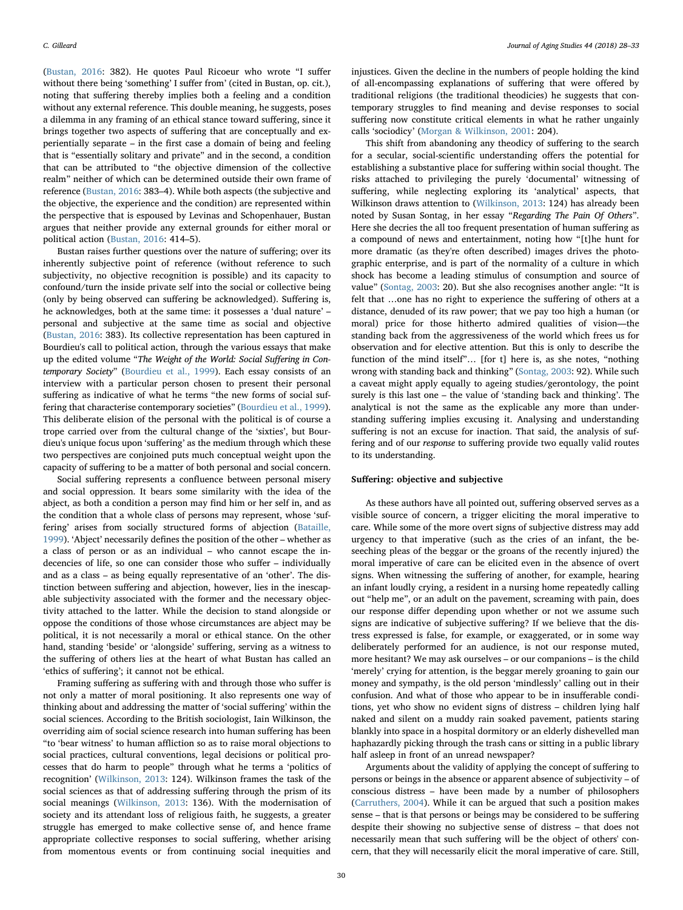(Bustan, 2016: 382). He quotes Paul Ricoeur who wrote "I suffer without there being 'something' I suffer from' (cited in Bustan, op. cit.), noting that suffering thereby implies both a feeling and a condition without any external reference. This double meaning, he suggests, poses a dilemma in any framing of an ethical stance toward suffering, since it brings together two aspects of suffering that are conceptually and experientially separate – in the first case a domain of being and feeling that is "essentially solitary and private" and in the second, a condition that can be attributed to "the objective dimension of the collective realm" neither of which can be determined outside their own frame of reference (Bustan, 2016: 383–4). While both aspects (the subjective and the objective, the experience and the condition) are represented within the perspective that is espoused by Levinas and Schopenhauer, Bustan argues that neither provide any external grounds for either moral or political action (Bustan, 2016: 414–5).

Bustan raises further questions over the nature of suffering; over its inherently subjective point of reference (without reference to such subjectivity, no objective recognition is possible) and its capacity to confound/turn the inside private self into the social or collective being (only by being observed can suffering be acknowledged). Suffering is, he acknowledges, both at the same time: it possesses a 'dual nature' – personal and subjective at the same time as social and objective (Bustan, 2016: 383). Its collective representation has been captured in Bourdieu's call to political action, through the various essays that make up the edited volume "*The Weight of the World: Social Suffering in Contemporary Society*" (Bourdieu et al., 1999). Each essay consists of an interview with a particular person chosen to present their personal suffering as indicative of what he terms "the new forms of social suffering that characterise contemporary societies" (Bourdieu et al., 1999). This deliberate elision of the personal with the political is of course a trope carried over from the cultural change of the 'sixties', but Bourdieu's unique focus upon 'suffering' as the medium through which these two perspectives are conjoined puts much conceptual weight upon the capacity of suffering to be a matter of both personal and social concern.

Social suffering represents a confluence between personal misery and social oppression. It bears some similarity with the idea of the abject, as both a condition a person may find him or her self in, and as the condition that a whole class of persons may represent, whose 'suffering' arises from socially structured forms of abjection (Bataille, 1999). 'Abject' necessarily defines the position of the other – whether as a class of person or as an individual – who cannot escape the indecencies of life, so one can consider those who suffer – individually and as a class – as being equally representative of an 'other'. The distinction between suffering and abjection, however, lies in the inescapable subjectivity associated with the former and the necessary objectivity attached to the latter. While the decision to stand alongside or oppose the conditions of those whose circumstances are abject may be political, it is not necessarily a moral or ethical stance. On the other hand, standing 'beside' or 'alongside' suffering, serving as a witness to the suffering of others lies at the heart of what Bustan has called an 'ethics of suffering'; it cannot not be ethical.

Framing suffering as suffering with and through those who suffer is not only a matter of moral positioning. It also represents one way of thinking about and addressing the matter of 'social suffering' within the social sciences. According to the British sociologist, Iain Wilkinson, the overriding aim of social science research into human suffering has been "to 'bear witness' to human affliction so as to raise moral objections to social practices, cultural conventions, legal decisions or political processes that do harm to people" through what he terms a 'politics of recognition' (Wilkinson, 2013: 124). Wilkinson frames the task of the social sciences as that of addressing suffering through the prism of its social meanings (Wilkinson, 2013: 136). With the modernisation of society and its attendant loss of religious faith, he suggests, a greater struggle has emerged to make collective sense of, and hence frame appropriate collective responses to social suffering, whether arising from momentous events or from continuing social inequities and injustices. Given the decline in the numbers of people holding the kind of all-encompassing explanations of suffering that were offered by traditional religions (the traditional theodicies) he suggests that contemporary struggles to find meaning and devise responses to social suffering now constitute critical elements in what he rather ungainly calls 'sociodicy' (Morgan & Wilkinson, 2001: 204).

This shift from abandoning any theodicy of suffering to the search for a secular, social-scientific understanding offers the potential for establishing a substantive place for suffering within social thought. The risks attached to privileging the purely 'documental' witnessing of suffering, while neglecting exploring its 'analytical' aspects, that Wilkinson draws attention to (Wilkinson, 2013: 124) has already been noted by Susan Sontag, in her essay "*Regarding The Pain Of Others*". Here she decries the all too frequent presentation of human suffering as a compound of news and entertainment, noting how "[t]he hunt for more dramatic (as they're often described) images drives the photographic enterprise, and is part of the normality of a culture in which shock has become a leading stimulus of consumption and source of value" (Sontag, 2003: 20). But she also recognises another angle: "It is felt that …one has no right to experience the suffering of others at a distance, denuded of its raw power; that we pay too high a human (or moral) price for those hitherto admired qualities of vision—the standing back from the aggressiveness of the world which frees us for observation and for elective attention. But this is only to describe the function of the mind itself"… [for t] here is, as she notes, "nothing wrong with standing back and thinking" (Sontag, 2003: 92). While such a caveat might apply equally to ageing studies/gerontology, the point surely is this last one – the value of 'standing back and thinking'. The analytical is not the same as the explicable any more than understanding suffering implies excusing it. Analysing and understanding suffering is not an excuse for inaction. That said, the analysis of suffering and of our *response* to suffering provide two equally valid routes to its understanding.

### Suffering: objective and subjective

As these authors have all pointed out, suffering observed serves as a visible source of concern, a trigger eliciting the moral imperative to care. While some of the more overt signs of subjective distress may add urgency to that imperative (such as the cries of an infant, the beseeching pleas of the beggar or the groans of the recently injured) the moral imperative of care can be elicited even in the absence of overt signs. When witnessing the suffering of another, for example, hearing an infant loudly crying, a resident in a nursing home repeatedly calling out "help me", or an adult on the pavement, screaming with pain, does our response differ depending upon whether or not we assume such signs are indicative of subjective suffering? If we believe that the distress expressed is false, for example, or exaggerated, or in some way deliberately performed for an audience, is not our response muted, more hesitant? We may ask ourselves – or our companions – is the child 'merely' crying for attention, is the beggar merely groaning to gain our money and sympathy, is the old person 'mindlessly' calling out in their confusion. And what of those who appear to be in insufferable conditions, yet who show no evident signs of distress – children lying half naked and silent on a muddy rain soaked pavement, patients staring blankly into space in a hospital dormitory or an elderly dishevelled man haphazardly picking through the trash cans or sitting in a public library half asleep in front of an unread newspaper?

Arguments about the validity of applying the concept of suffering to persons or beings in the absence or apparent absence of subjectivity – of conscious distress – have been made by a number of philosophers (Carruthers, 2004). While it can be argued that such a position makes sense – that is that persons or beings may be considered to be suffering despite their showing no subjective sense of distress – that does not necessarily mean that such suffering will be the object of others' concern, that they will necessarily elicit the moral imperative of care. Still,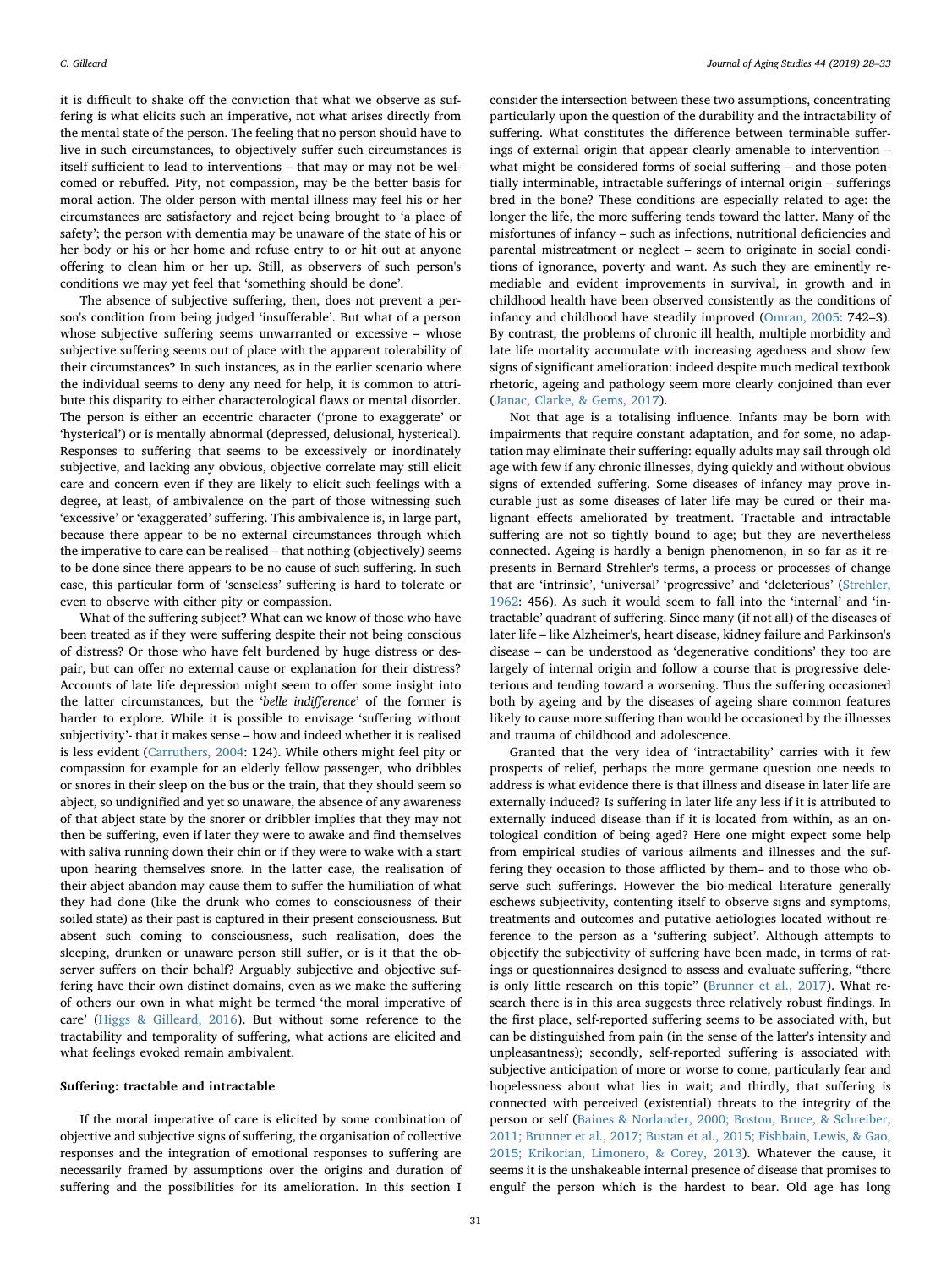it is difficult to shake off the conviction that what we observe as suffering is what elicits such an imperative, not what arises directly from the mental state of the person. The feeling that no person should have to live in such circumstances, to objectively suffer such circumstances is itself sufficient to lead to interventions – that may or may not be welcomed or rebuffed. Pity, not compassion, may be the better basis for moral action. The older person with mental illness may feel his or her circumstances are satisfactory and reject being brought to 'a place of safety'; the person with dementia may be unaware of the state of his or her body or his or her home and refuse entry to or hit out at anyone offering to clean him or her up. Still, as observers of such person's conditions we may yet feel that 'something should be done'.

The absence of subjective suffering, then, does not prevent a person's condition from being judged 'insufferable'. But what of a person whose subjective suffering seems unwarranted or excessive – whose subjective suffering seems out of place with the apparent tolerability of their circumstances? In such instances, as in the earlier scenario where the individual seems to deny any need for help, it is common to attribute this disparity to either characterological flaws or mental disorder. The person is either an eccentric character ('prone to exaggerate' or 'hysterical') or is mentally abnormal (depressed, delusional, hysterical). Responses to suffering that seems to be excessively or inordinately subjective, and lacking any obvious, objective correlate may still elicit care and concern even if they are likely to elicit such feelings with a degree, at least, of ambivalence on the part of those witnessing such 'excessive' or 'exaggerated' suffering. This ambivalence is, in large part, because there appear to be no external circumstances through which the imperative to care can be realised – that nothing (objectively) seems to be done since there appears to be no cause of such suffering. In such case, this particular form of 'senseless' suffering is hard to tolerate or even to observe with either pity or compassion.

What of the suffering subject? What can we know of those who have been treated as if they were suffering despite their not being conscious of distress? Or those who have felt burdened by huge distress or despair, but can offer no external cause or explanation for their distress? Accounts of late life depression might seem to offer some insight into the latter circumstances, but the '*belle indifference*' of the former is harder to explore. While it is possible to envisage 'suffering without subjectivity'- that it makes sense – how and indeed whether it is realised is less evident (Carruthers, 2004: 124). While others might feel pity or compassion for example for an elderly fellow passenger, who dribbles or snores in their sleep on the bus or the train, that they should seem so abject, so undignified and yet so unaware, the absence of any awareness of that abject state by the snorer or dribbler implies that they may not then be suffering, even if later they were to awake and find themselves with saliva running down their chin or if they were to wake with a start upon hearing themselves snore. In the latter case, the realisation of their abject abandon may cause them to suffer the humiliation of what they had done (like the drunk who comes to consciousness of their soiled state) as their past is captured in their present consciousness. But absent such coming to consciousness, such realisation, does the sleeping, drunken or unaware person still suffer, or is it that the observer suffers on their behalf? Arguably subjective and objective suffering have their own distinct domains, even as we make the suffering of others our own in what might be termed 'the moral imperative of care' (Higgs & Gilleard, 2016). But without some reference to the tractability and temporality of suffering, what actions are elicited and what feelings evoked remain ambivalent.

## Suffering: tractable and intractable

If the moral imperative of care is elicited by some combination of objective and subjective signs of suffering, the organisation of collective responses and the integration of emotional responses to suffering are necessarily framed by assumptions over the origins and duration of suffering and the possibilities for its amelioration. In this section I consider the intersection between these two assumptions, concentrating particularly upon the question of the durability and the intractability of suffering. What constitutes the difference between terminable sufferings of external origin that appear clearly amenable to intervention – what might be considered forms of social suffering – and those potentially interminable, intractable sufferings of internal origin – sufferings bred in the bone? These conditions are especially related to age: the longer the life, the more suffering tends toward the latter. Many of the misfortunes of infancy – such as infections, nutritional deficiencies and parental mistreatment or neglect – seem to originate in social conditions of ignorance, poverty and want. As such they are eminently remediable and evident improvements in survival, in growth and in childhood health have been observed consistently as the conditions of infancy and childhood have steadily improved (Omran, 2005: 742–3). By contrast, the problems of chronic ill health, multiple morbidity and late life mortality accumulate with increasing agedness and show few signs of significant amelioration: indeed despite much medical textbook rhetoric, ageing and pathology seem more clearly conjoined than ever (Janac, Clarke, & Gems, 2017).

Not that age is a totalising influence. Infants may be born with impairments that require constant adaptation, and for some, no adaptation may eliminate their suffering: equally adults may sail through old age with few if any chronic illnesses, dying quickly and without obvious signs of extended suffering. Some diseases of infancy may prove incurable just as some diseases of later life may be cured or their malignant effects ameliorated by treatment. Tractable and intractable suffering are not so tightly bound to age; but they are nevertheless connected. Ageing is hardly a benign phenomenon, in so far as it represents in Bernard Strehler's terms, a process or processes of change that are 'intrinsic', 'universal' 'progressive' and 'deleterious' (Strehler, 1962: 456). As such it would seem to fall into the 'internal' and 'intractable' quadrant of suffering. Since many (if not all) of the diseases of later life – like Alzheimer's, heart disease, kidney failure and Parkinson's disease – can be understood as 'degenerative conditions' they too are largely of internal origin and follow a course that is progressive deleterious and tending toward a worsening. Thus the suffering occasioned both by ageing and by the diseases of ageing share common features likely to cause more suffering than would be occasioned by the illnesses and trauma of childhood and adolescence.

Granted that the very idea of 'intractability' carries with it few prospects of relief, perhaps the more germane question one needs to address is what evidence there is that illness and disease in later life are externally induced? Is suffering in later life any less if it is attributed to externally induced disease than if it is located from within, as an ontological condition of being aged? Here one might expect some help from empirical studies of various ailments and illnesses and the suffering they occasion to those afflicted by them– and to those who observe such sufferings. However the bio-medical literature generally eschews subjectivity, contenting itself to observe signs and symptoms, treatments and outcomes and putative aetiologies located without reference to the person as a 'suffering subject'. Although attempts to objectify the subjectivity of suffering have been made, in terms of ratings or questionnaires designed to assess and evaluate suffering, "there is only little research on this topic" (Brunner et al., 2017). What research there is in this area suggests three relatively robust findings. In the first place, self-reported suffering seems to be associated with, but can be distinguished from pain (in the sense of the latter's intensity and unpleasantness); secondly, self-reported suffering is associated with subjective anticipation of more or worse to come, particularly fear and hopelessness about what lies in wait; and thirdly, that suffering is connected with perceived (existential) threats to the integrity of the person or self (Baines & Norlander, 2000; Boston, Bruce, & Schreiber, 2011; Brunner et al., 2017; Bustan et al., 2015; Fishbain, Lewis, & Gao, 2015; Krikorian, Limonero, & Corey, 2013). Whatever the cause, it seems it is the unshakeable internal presence of disease that promises to engulf the person which is the hardest to bear. Old age has long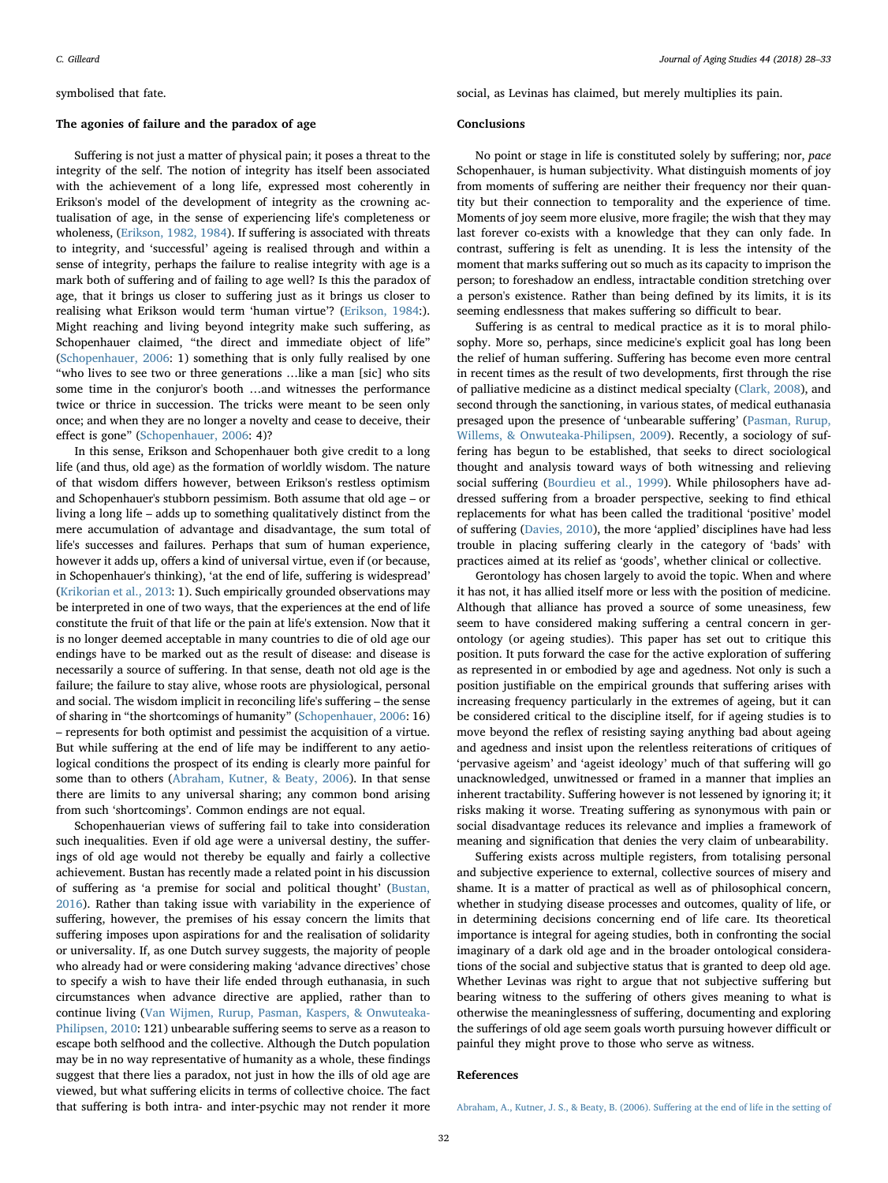symbolised that fate.

### The agonies of failure and the paradox of age

Suffering is not just a matter of physical pain; it poses a threat to the integrity of the self. The notion of integrity has itself been associated with the achievement of a long life, expressed most coherently in Erikson's model of the development of integrity as the crowning actualisation of age, in the sense of experiencing life's completeness or wholeness, (Erikson, 1982, 1984). If suffering is associated with threats to integrity, and 'successful' ageing is realised through and within a sense of integrity, perhaps the failure to realise integrity with age is a mark both of suffering and of failing to age well? Is this the paradox of age, that it brings us closer to suffering just as it brings us closer to realising what Erikson would term 'human virtue'? (Erikson, 1984:). Might reaching and living beyond integrity make such suffering, as Schopenhauer claimed, "the direct and immediate object of life" (Schopenhauer, 2006: 1) something that is only fully realised by one "who lives to see two or three generations …like a man [sic] who sits some time in the conjuror's booth …and witnesses the performance twice or thrice in succession. The tricks were meant to be seen only once; and when they are no longer a novelty and cease to deceive, their effect is gone" (Schopenhauer, 2006: 4)?

In this sense, Erikson and Schopenhauer both give credit to a long life (and thus, old age) as the formation of worldly wisdom. The nature of that wisdom differs however, between Erikson's restless optimism and Schopenhauer's stubborn pessimism. Both assume that old age – or living a long life – adds up to something qualitatively distinct from the mere accumulation of advantage and disadvantage, the sum total of life's successes and failures. Perhaps that sum of human experience, however it adds up, offers a kind of universal virtue, even if (or because, in Schopenhauer's thinking), 'at the end of life, suffering is widespread' (Krikorian et al., 2013: 1). Such empirically grounded observations may be interpreted in one of two ways, that the experiences at the end of life constitute the fruit of that life or the pain at life's extension. Now that it is no longer deemed acceptable in many countries to die of old age our endings have to be marked out as the result of disease: and disease is necessarily a source of suffering. In that sense, death not old age is the failure; the failure to stay alive, whose roots are physiological, personal and social. The wisdom implicit in reconciling life's suffering – the sense of sharing in "the shortcomings of humanity" (Schopenhauer, 2006: 16) – represents for both optimist and pessimist the acquisition of a virtue. But while suffering at the end of life may be indifferent to any aetiological conditions the prospect of its ending is clearly more painful for some than to others (Abraham, Kutner, & Beaty, 2006). In that sense there are limits to any universal sharing; any common bond arising from such 'shortcomings'. Common endings are not equal.

Schopenhauerian views of suffering fail to take into consideration such inequalities. Even if old age were a universal destiny, the sufferings of old age would not thereby be equally and fairly a collective achievement. Bustan has recently made a related point in his discussion of suffering as 'a premise for social and political thought' (Bustan, 2016). Rather than taking issue with variability in the experience of suffering, however, the premises of his essay concern the limits that suffering imposes upon aspirations for and the realisation of solidarity or universality. If, as one Dutch survey suggests, the majority of people who already had or were considering making 'advance directives' chose to specify a wish to have their life ended through euthanasia, in such circumstances when advance directive are applied, rather than to continue living (Van Wijmen, Rurup, Pasman, Kaspers, & Onwuteaka-Philipsen, 2010: 121) unbearable suffering seems to serve as a reason to escape both selfhood and the collective. Although the Dutch population may be in no way representative of humanity as a whole, these findings suggest that there lies a paradox, not just in how the ills of old age are viewed, but what suffering elicits in terms of collective choice. The fact that suffering is both intra- and inter-psychic may not render it more social, as Levinas has claimed, but merely multiplies its pain.

### Conclusions

No point or stage in life is constituted solely by suffering; nor, *pace* Schopenhauer, is human subjectivity. What distinguish moments of joy from moments of suffering are neither their frequency nor their quantity but their connection to temporality and the experience of time. Moments of joy seem more elusive, more fragile; the wish that they may last forever co-exists with a knowledge that they can only fade. In contrast, suffering is felt as unending. It is less the intensity of the moment that marks suffering out so much as its capacity to imprison the person; to foreshadow an endless, intractable condition stretching over a person's existence. Rather than being defined by its limits, it is its seeming endlessness that makes suffering so difficult to bear.

Suffering is as central to medical practice as it is to moral philosophy. More so, perhaps, since medicine's explicit goal has long been the relief of human suffering. Suffering has become even more central in recent times as the result of two developments, first through the rise of palliative medicine as a distinct medical specialty (Clark, 2008), and second through the sanctioning, in various states, of medical euthanasia presaged upon the presence of 'unbearable suffering' (Pasman, Rurup, Willems, & Onwuteaka-Philipsen, 2009). Recently, a sociology of suffering has begun to be established, that seeks to direct sociological thought and analysis toward ways of both witnessing and relieving social suffering (Bourdieu et al., 1999). While philosophers have addressed suffering from a broader perspective, seeking to find ethical replacements for what has been called the traditional 'positive' model of suffering (Davies, 2010), the more 'applied' disciplines have had less trouble in placing suffering clearly in the category of 'bads' with practices aimed at its relief as 'goods', whether clinical or collective.

Gerontology has chosen largely to avoid the topic. When and where it has not, it has allied itself more or less with the position of medicine. Although that alliance has proved a source of some uneasiness, few seem to have considered making suffering a central concern in gerontology (or ageing studies). This paper has set out to critique this position. It puts forward the case for the active exploration of suffering as represented in or embodied by age and agedness. Not only is such a position justifiable on the empirical grounds that suffering arises with increasing frequency particularly in the extremes of ageing, but it can be considered critical to the discipline itself, for if ageing studies is to move beyond the reflex of resisting saying anything bad about ageing and agedness and insist upon the relentless reiterations of critiques of 'pervasive ageism' and 'ageist ideology' much of that suffering will go unacknowledged, unwitnessed or framed in a manner that implies an inherent tractability. Suffering however is not lessened by ignoring it; it risks making it worse. Treating suffering as synonymous with pain or social disadvantage reduces its relevance and implies a framework of meaning and signification that denies the very claim of unbearability.

Suffering exists across multiple registers, from totalising personal and subjective experience to external, collective sources of misery and shame. It is a matter of practical as well as of philosophical concern, whether in studying disease processes and outcomes, quality of life, or in determining decisions concerning end of life care. Its theoretical importance is integral for ageing studies, both in confronting the social imaginary of a dark old age and in the broader ontological considerations of the social and subjective status that is granted to deep old age. Whether Levinas was right to argue that not subjective suffering but bearing witness to the suffering of others gives meaning to what is otherwise the meaninglessness of suffering, documenting and exploring the sufferings of old age seem goals worth pursuing however difficult or painful they might prove to those who serve as witness.

### References

Abraham, A., Kutner, J. S., & Beaty, B. (2006). Suffering at the end of life in the setting of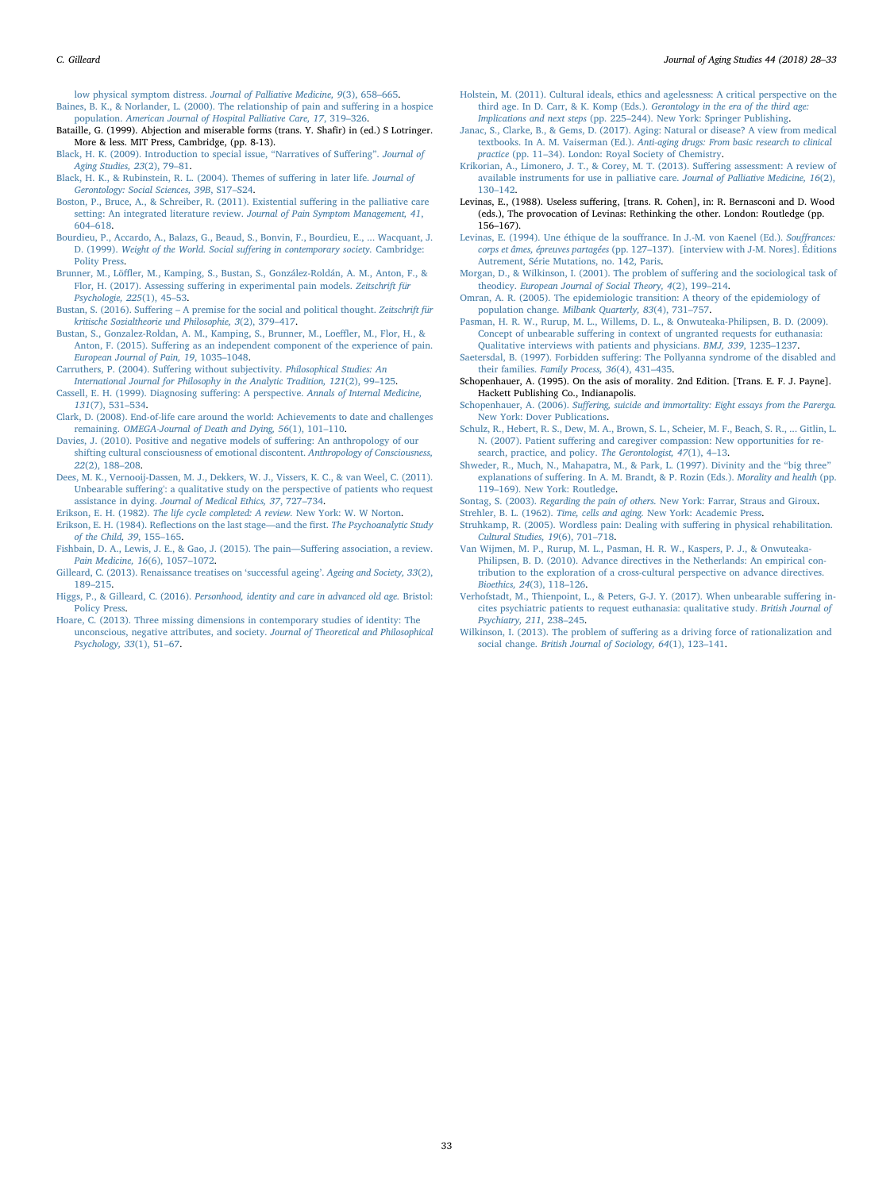low physical symptom distress. *Journal of Palliative Medicine, 9*(3), 658–665.

Baines, B. K., & Norlander, L. (2000). The relationship of pain and suffering in a hospice population. *American Journal of Hospital Palliative Care, 17*, 319–326.

Bataille, G. (1999). Abjection and miserable forms (trans. Y. Shafir) in (ed.) S Lotringer. More & less. MIT Press, Cambridge, (pp. 8-13).

Black, H. K. (2009). Introduction to special issue, "Narratives of Suffering". *Journal of Aging Studies, 23*(2), 79–81.

Black, H. K., & Rubinstein, R. L. (2004). Themes of suffering in later life. *Journal of Gerontology: Social Sciences, 39B*, S17–S24.

Boston, P., Bruce, A., & Schreiber, R. (2011). Existential suffering in the palliative care setting: An integrated literature review. *Journal of Pain Symptom Management, 41*, 604–618.

Bourdieu, P., Accardo, A., Balazs, G., Beaud, S., Bonvin, F., Bourdieu, E., ... Wacquant, J. D. (1999). *Weight of the World. Social suffering in contemporary society*. Cambridge: Polity Press.

Brunner, M., Löffler, M., Kamping, S., Bustan, S., González-Roldán, A. M., Anton, F., & Flor, H. (2017). Assessing suffering in experimental pain models. *Zeitschrift für Psychologie, 225*(1), 45–53.

Bustan, S. (2016). Suffering – A premise for the social and political thought. *Zeitschrift für kritische Sozialtheorie und Philosophie, 3*(2), 379–417.

Bustan, S., Gonzalez-Roldan, A. M., Kamping, S., Brunner, M., Loeffler, M., Flor, H., & Anton, F. (2015). Suffering as an independent component of the experience of pain. *European Journal of Pain, 19*, 1035–1048.

Carruthers, P. (2004). Suffering without subjectivity. *Philosophical Studies: An International Journal for Philosophy in the Analytic Tradition, 121*(2), 99–125.

Cassell, E. H. (1999). Diagnosing suffering: A perspective. *Annals of Internal Medicine, 131*(7), 531–534.

Clark, D. (2008). End-of-life care around the world: Achievements to date and challenges remaining. *OMEGA-Journal of Death and Dying, 56*(1), 101–110.

Davies, J. (2010). Positive and negative models of suffering: An anthropology of our shifting cultural consciousness of emotional discontent. *Anthropology of Consciousness, 22*(2), 188–208.

Dees, M. K., Vernooij-Dassen, M. J., Dekkers, W. J., Vissers, K. C., & van Weel, C. (2011). Unbearable suffering': a qualitative study on the perspective of patients who request assistance in dying. *Journal of Medical Ethics, 37*, 727–734.

Erikson, E. H. (1982). *The life cycle completed: A review*. New York: W. W Norton.

Erikson, E. H. (1984). Reflections on the last stage—and the first. *The Psychoanalytic Study of the Child, 39*, 155–165.

Fishbain, D. A., Lewis, J. E., & Gao, J. (2015). The pain—Suffering association, a review. *Pain Medicine, 16*(6), 1057–1072.

Gilleard, C. (2013). Renaissance treatises on 'successful ageing'. *Ageing and Society, 33*(2), 189–215.

Higgs, P., & Gilleard, C. (2016). *Personhood, identity and care in advanced old age*. Bristol: Policy Press.

Hoare, C. (2013). Three missing dimensions in contemporary studies of identity: The unconscious, negative attributes, and society. *Journal of Theoretical and Philosophical Psychology, 33*(1), 51–67.

Holstein, M. (2011). Cultural ideals, ethics and agelessness: A critical perspective on the third age. In D. Carr, & K. Komp (Eds.). *Gerontology in the era of the third age: Implications and next steps* (pp. 225–244). New York: Springer Publishing.

Janac, S., Clarke, B., & Gems, D. (2017). Aging: Natural or disease? A view from medical textbooks. In A. M. Vaiserman (Ed.). *Anti-aging drugs: From basic research to clinical practice* (pp. 11–34). London: Royal Society of Chemistry.

Krikorian, A., Limonero, J. T., & Corey, M. T. (2013). Suffering assessment: A review of available instruments for use in palliative care. *Journal of Palliative Medicine, 16*(2), 130–142.

Levinas, E., (1988). Useless suffering, [trans. R. Cohen], in: R. Bernasconi and D. Wood (eds.), The provocation of Levinas: Rethinking the other. London: Routledge (pp. 156–167).

Levinas, E. (1994). Une éthique de la souffrance. In J.-M. von Kaenel (Ed.). *Souffrances: corps et âmes, épreuves partagées* (pp. 127–137). [interview with J-M. Nores]. Éditions Autrement, Série Mutations, no. 142, Paris.

Morgan, D., & Wilkinson, I. (2001). The problem of suffering and the sociological task of theodicy. *European Journal of Social Theory, 4*(2), 199–214.

Omran, A. R. (2005). The epidemiologic transition: A theory of the epidemiology of population change. *Milbank Quarterly, 83*(4), 731–757.

Pasman, H. R. W., Rurup, M. L., Willems, D. L., & Onwuteaka-Philipsen, B. D. (2009). Concept of unbearable suffering in context of ungranted requests for euthanasia: Qualitative interviews with patients and physicians. *BMJ, 339*, 1235–1237.

Saetersdal, B. (1997). Forbidden suffering: The Pollyanna syndrome of the disabled and their families. *Family Process, 36*(4), 431–435.

Schopenhauer, A. (1995). On the asis of morality. 2nd Edition. [Trans. E. F. J. Payne]. Hackett Publishing Co., Indianapolis.

Schopenhauer, A. (2006). *Suffering, suicide and immortality: Eight essays from the Parerga*. New York: Dover Publications.

Schulz, R., Hebert, R. S., Dew, M. A., Brown, S. L., Scheier, M. F., Beach, S. R., ... Gitlin, L. N. (2007). Patient suffering and caregiver compassion: New opportunities for research, practice, and policy. *The Gerontologist, 47*(1), 4–13.

Shweder, R., Much, N., Mahapatra, M., & Park, L. (1997). Divinity and the "big three" explanations of suffering. In A. M. Brandt, & P. Rozin (Eds.). *Morality and health* (pp. 119–169). New York: Routledge.

Sontag, S. (2003). *Regarding the pain of others*. New York: Farrar, Straus and Giroux.

Strehler, B. L. (1962). *Time, cells and aging*. New York: Academic Press.

Struhkamp, R. (2005). Wordless pain: Dealing with suffering in physical rehabilitation. *Cultural Studies, 19*(6), 701–718.

Van Wijmen, M. P., Rurup, M. L., Pasman, H. R. W., Kaspers, P. J., & Onwuteaka-Philipsen, B. D. (2010). Advance directives in the Netherlands: An empirical contribution to the exploration of a cross-cultural perspective on advance directives. *Bioethics, 24*(3), 118–126.

Verhofstadt, M., Thienpoint, L., & Peters, G-J. Y. (2017). When unbearable suffering incites psychiatric patients to request euthanasia: qualitative study. *British Journal of Psychiatry, 211*, 238–245.

Wilkinson, I. (2013). The problem of suffering as a driving force of rationalization and social change. *British Journal of Sociology, 64*(1), 123–141.